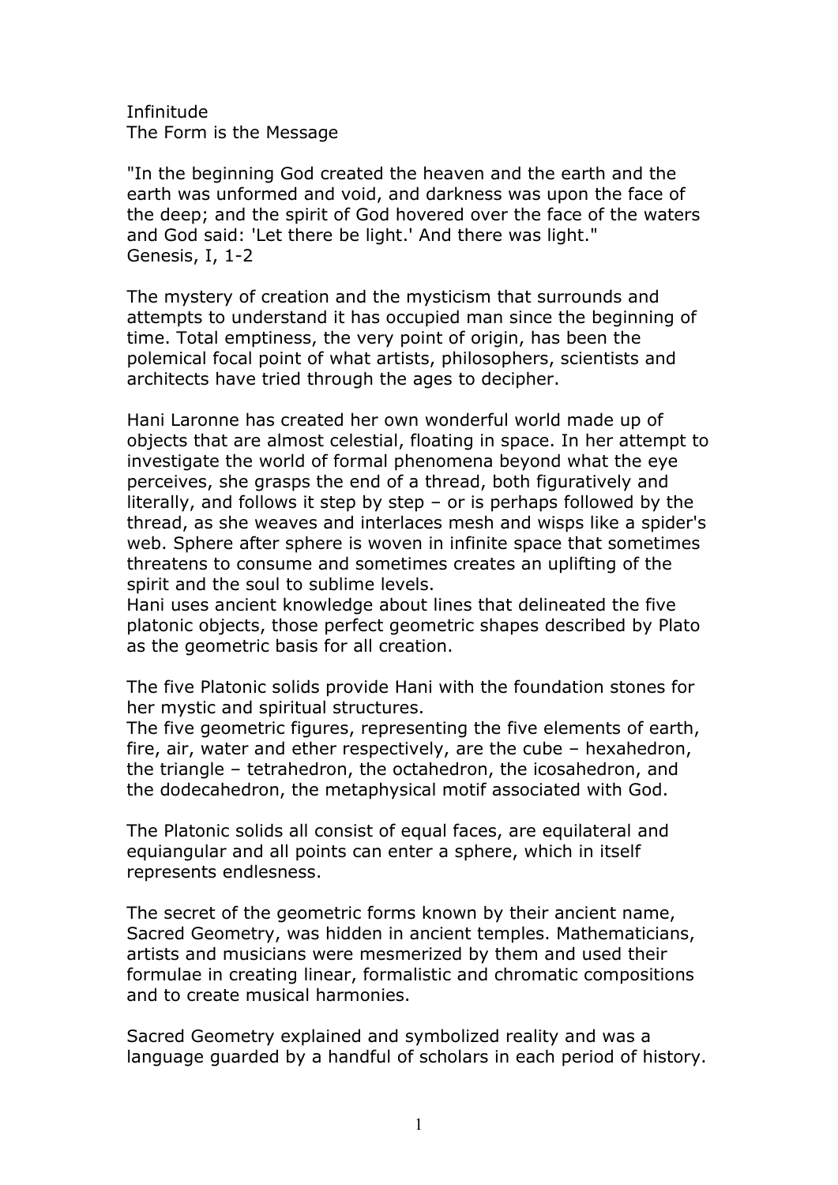# Infinitude

## The Form is the Message

"In the beginning God created the heaven and the earth and the earth was unformed and void, and darkness was upon the face of the deep; and the spirit of God hovered over the face of the waters and God said: 'Let there be light.' And there was light."
Genesis, I, 1-2

The mystery of creation and the mysticism that surrounds and attempts to understand it has occupied man since the beginning of time. Total emptiness, the very point of origin, has been the polemical focal point of what artists, philosophers, scientists and architects have tried through the ages to decipher.

Hani Laronne has created her own wonderful world made up of objects that are almost celestial, floating in space. In her attempt to investigate the world of formal phenomena beyond what the eye perceives, she grasps the end of a thread, both figuratively and literally, and follows it step by step – or is perhaps followed by the thread, as she weaves and interlaces mesh and wisps like a spider's web. Sphere after sphere is woven in infinite space that sometimes threatens to consume and sometimes creates an uplifting of the spirit and the soul to sublime levels.
Hani uses ancient knowledge about lines that delineated the five platonic objects, those perfect geometric shapes described by Plato as the geometric basis for all creation.

The five Platonic solids provide Hani with the foundation stones for her mystic and spiritual structures.
The five geometric figures, representing the five elements of earth, fire, air, water and ether respectively, are the cube – hexahedron, the triangle – tetrahedron, the octahedron, the icosahedron, and the dodecahedron, the metaphysical motif associated with God.

The Platonic solids all consist of equal faces, are equilateral and equiangular and all points can enter a sphere, which in itself represents endlessness.

The secret of the geometric forms known by their ancient name, Sacred Geometry, was hidden in ancient temples. Mathematicians, artists and musicians were mesmerized by them and used their formulae in creating linear, formalistic and chromatic compositions and to create musical harmonies.

Sacred Geometry explained and symbolized reality and was a language guarded by a handful of scholars in each period of history.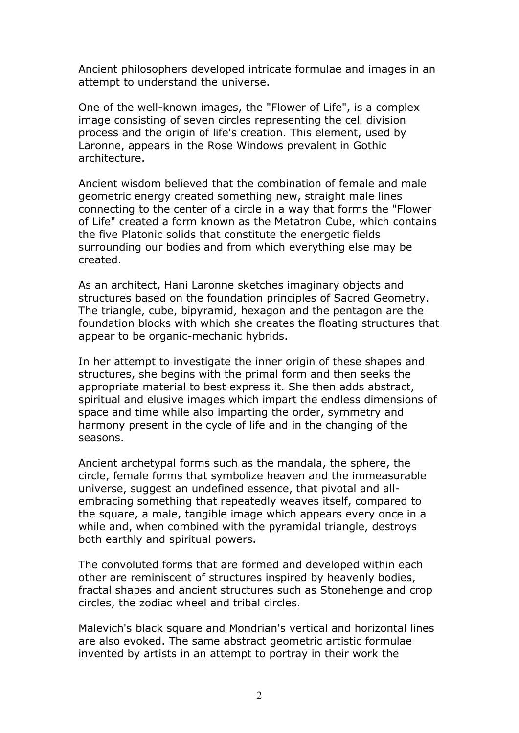Ancient philosophers developed intricate formulae and images in an attempt to understand the universe.

One of the well-known images, the "Flower of Life", is a complex image consisting of seven circles representing the cell division process and the origin of life's creation. This element, used by Laronne, appears in the Rose Windows prevalent in Gothic architecture.

Ancient wisdom believed that the combination of female and male geometric energy created something new, straight male lines connecting to the center of a circle in a way that forms the "Flower of Life" created a form known as the Metatron Cube, which contains the five Platonic solids that constitute the energetic fields surrounding our bodies and from which everything else may be created.

As an architect, Hani Laronne sketches imaginary objects and structures based on the foundation principles of Sacred Geometry. The triangle, cube, bipyramid, hexagon and the pentagon are the foundation blocks with which she creates the floating structures that appear to be organic-mechanic hybrids.

In her attempt to investigate the inner origin of these shapes and structures, she begins with the primal form and then seeks the appropriate material to best express it. She then adds abstract, spiritual and elusive images which impart the endless dimensions of space and time while also imparting the order, symmetry and harmony present in the cycle of life and in the changing of the seasons.

Ancient archetypal forms such as the mandala, the sphere, the circle, female forms that symbolize heaven and the immeasurable universe, suggest an undefined essence, that pivotal and all-embracing something that repeatedly weaves itself, compared to the square, a male, tangible image which appears every once in a while and, when combined with the pyramidal triangle, destroys both earthly and spiritual powers.

The convoluted forms that are formed and developed within each other are reminiscent of structures inspired by heavenly bodies, fractal shapes and ancient structures such as Stonehenge and crop circles, the zodiac wheel and tribal circles.

Malevich's black square and Mondrian's vertical and horizontal lines are also evoked. The same abstract geometric artistic formulae invented by artists in an attempt to portray in their work the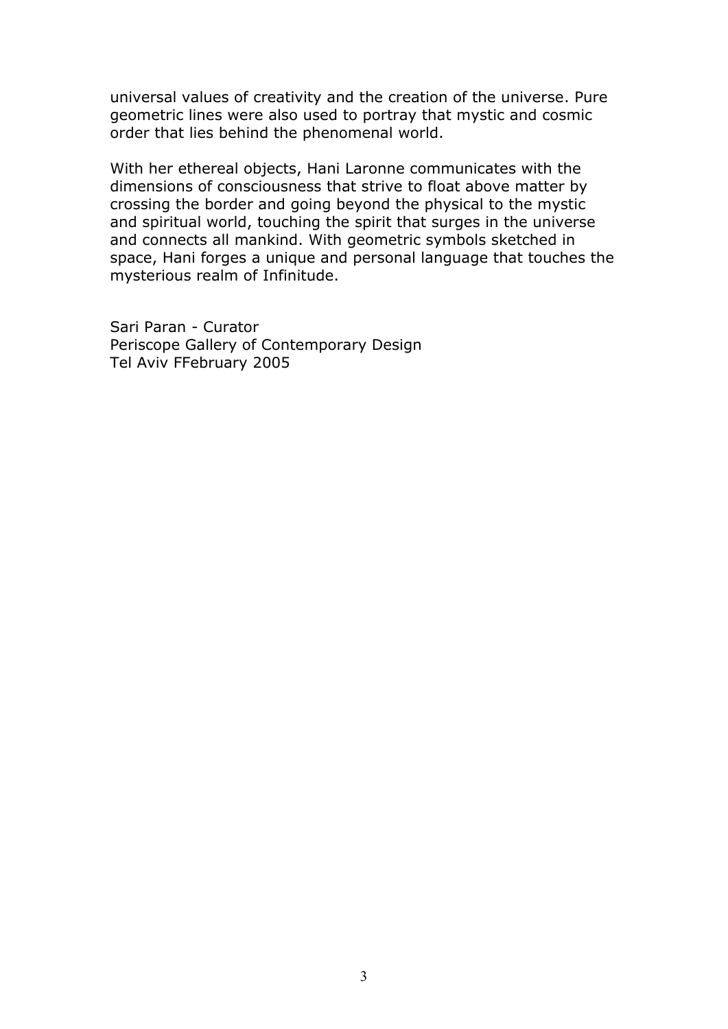universal values of creativity and the creation of the universe. Pure geometric lines were also used to portray that mystic and cosmic order that lies behind the phenomenal world.

With her ethereal objects, Hani Laronne communicates with the dimensions of consciousness that strive to float above matter by crossing the border and going beyond the physical to the mystic and spiritual world, touching the spirit that surges in the universe and connects all mankind. With geometric symbols sketched in space, Hani forges a unique and personal language that touches the mysterious realm of Infinitude.

Sari Paran - Curator
Periscope Gallery of Contemporary Design
Tel Aviv FFebruary 2005